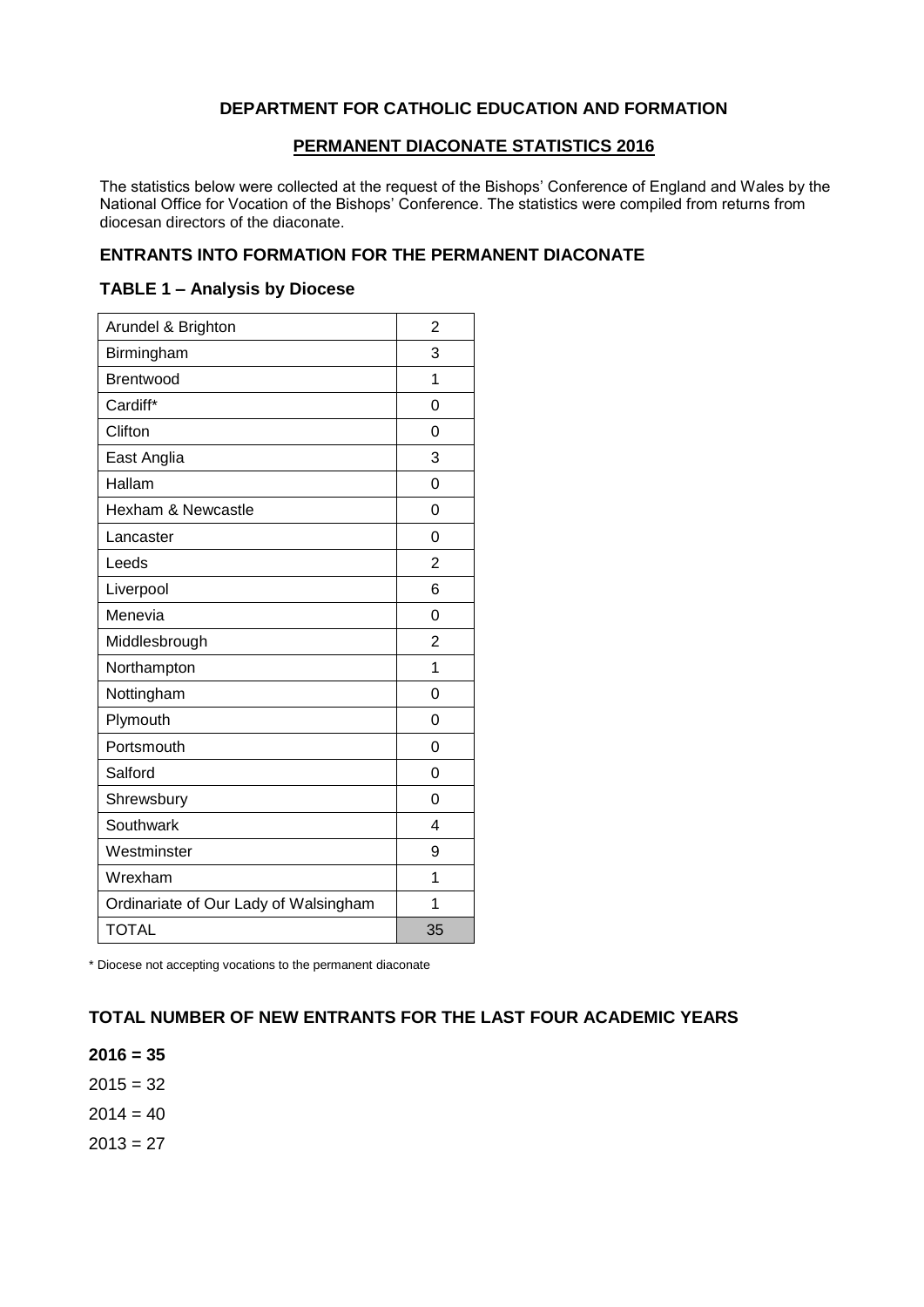# DEPARTMENT FOR CATHOLIC EDUCATION AND FORMATION

## PERMANENT DIACONATE STATISTICS 2016

The statistics below were collected at the request of the Bishops' Conference of England and Wales by the National Office for Vocation of the Bishops' Conference. The statistics were compiled from returns from diocesan directors of the diaconate.

### ENTRANTS INTO FORMATION FOR THE PERMANENT DIACONATE

### TABLE 1 – Analysis by Diocese

| Diocese | Entrants |
|---|---|
| Arundel & Brighton | 2 |
| Birmingham | 3 |
| Brentwood | 1 |
| Cardiff* | 0 |
| Clifton | 0 |
| East Anglia | 3 |
| Hallam | 0 |
| Hexham & Newcastle | 0 |
| Lancaster | 0 |
| Leeds | 2 |
| Liverpool | 6 |
| Menevia | 0 |
| Middlesbrough | 2 |
| Northampton | 1 |
| Nottingham | 0 |
| Plymouth | 0 |
| Portsmouth | 0 |
| Salford | 0 |
| Shrewsbury | 0 |
| Southwark | 4 |
| Westminster | 9 |
| Wrexham | 1 |
| Ordinariate of Our Lady of Walsingham | 1 |
| TOTAL | 35 |

\* Diocese not accepting vocations to the permanent diaconate

### TOTAL NUMBER OF NEW ENTRANTS FOR THE LAST FOUR ACADEMIC YEARS

**2016 = 35**

2015 = 32

2014 = 40

2013 = 27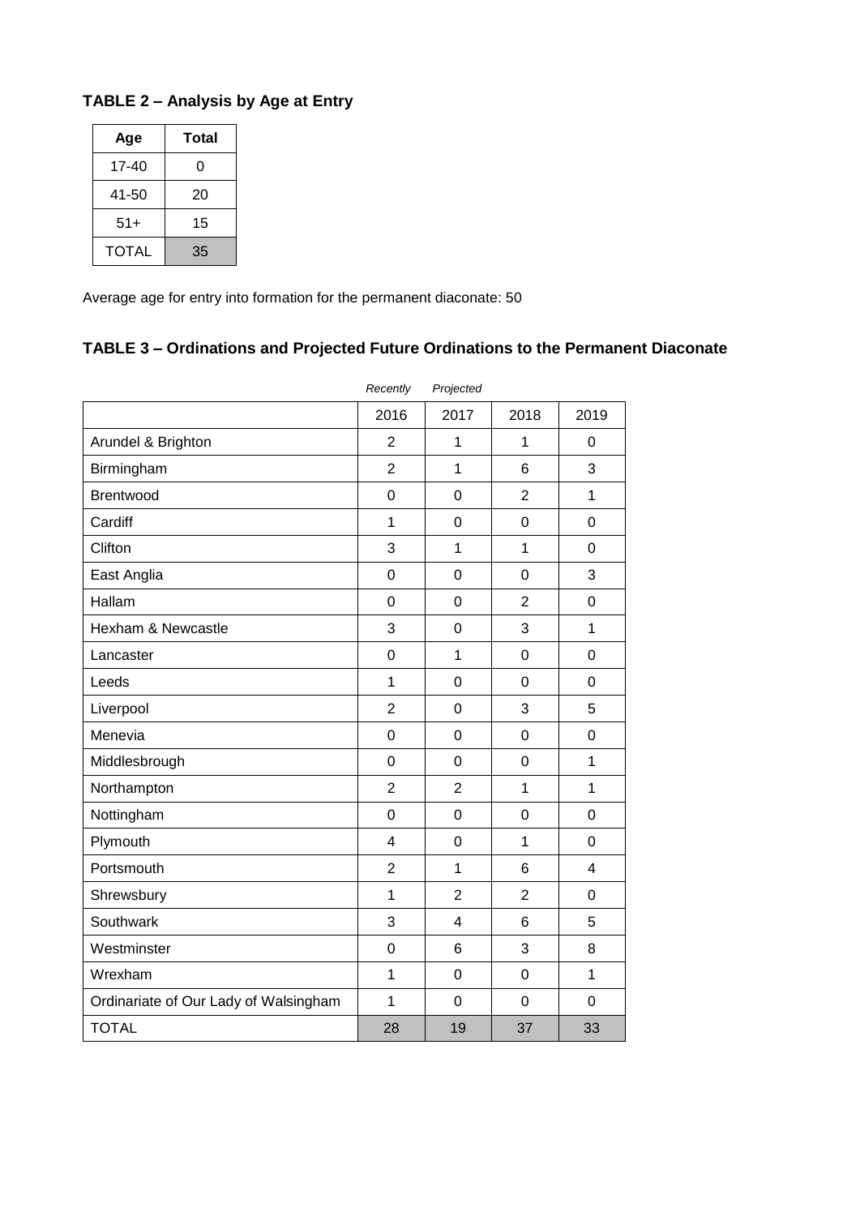### TABLE 2 – Analysis by Age at Entry

| Age | Total |
|---|---|
| 17-40 | 0 |
| 41-50 | 20 |
| 51+ | 15 |
| TOTAL | 35 |

Average age for entry into formation for the permanent diaconate: 50

### TABLE 3 – Ordinations and Projected Future Ordinations to the Permanent Diaconate

| | *Recently* | *Projected* | | |
|---|---|---|---|---|
| | 2016 | 2017 | 2018 | 2019 |
| Arundel & Brighton | 2 | 1 | 1 | 0 |
| Birmingham | 2 | 1 | 6 | 3 |
| Brentwood | 0 | 0 | 2 | 1 |
| Cardiff | 1 | 0 | 0 | 0 |
| Clifton | 3 | 1 | 1 | 0 |
| East Anglia | 0 | 0 | 0 | 3 |
| Hallam | 0 | 0 | 2 | 0 |
| Hexham & Newcastle | 3 | 0 | 3 | 1 |
| Lancaster | 0 | 1 | 0 | 0 |
| Leeds | 1 | 0 | 0 | 0 |
| Liverpool | 2 | 0 | 3 | 5 |
| Menevia | 0 | 0 | 0 | 0 |
| Middlesbrough | 0 | 0 | 0 | 1 |
| Northampton | 2 | 2 | 1 | 1 |
| Nottingham | 0 | 0 | 0 | 0 |
| Plymouth | 4 | 0 | 1 | 0 |
| Portsmouth | 2 | 1 | 6 | 4 |
| Shrewsbury | 1 | 2 | 2 | 0 |
| Southwark | 3 | 4 | 6 | 5 |
| Westminster | 0 | 6 | 3 | 8 |
| Wrexham | 1 | 0 | 0 | 1 |
| Ordinariate of Our Lady of Walsingham | 1 | 0 | 0 | 0 |
| TOTAL | 28 | 19 | 37 | 33 |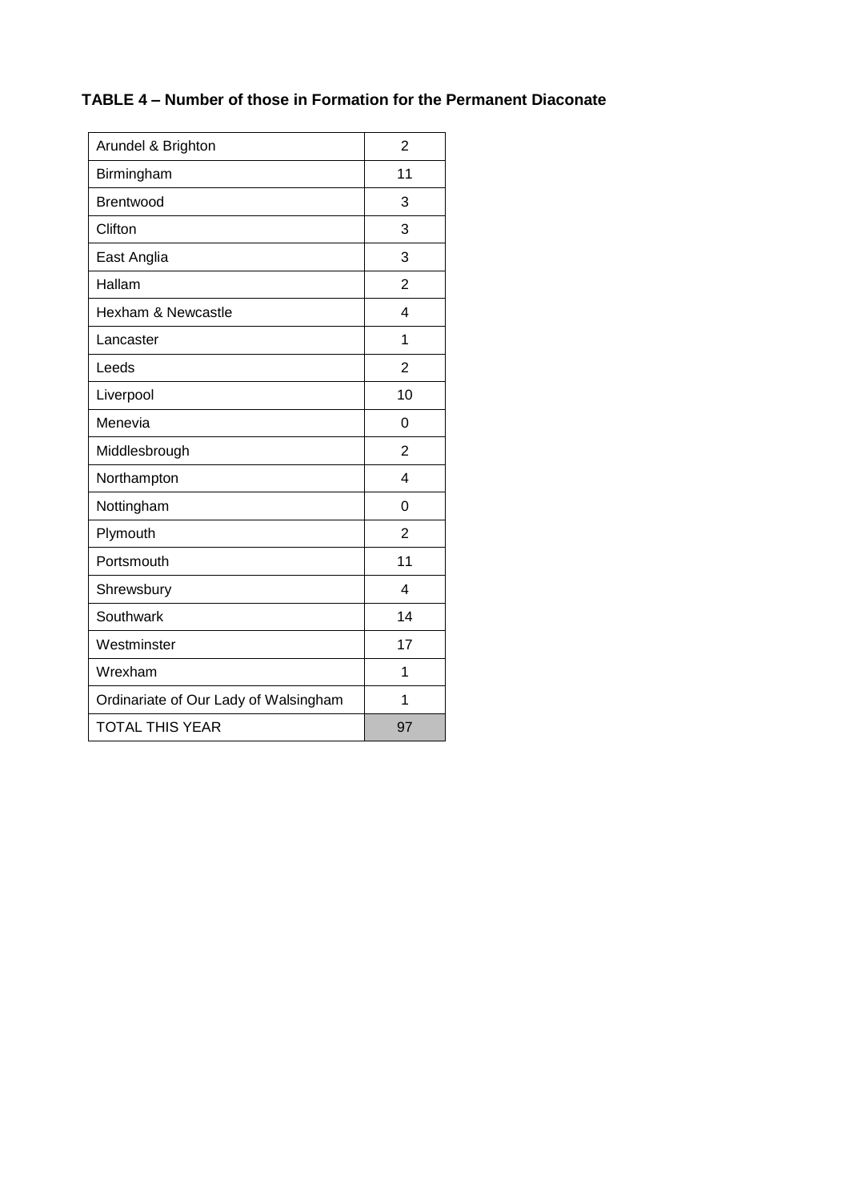### TABLE 4 – Number of those in Formation for the Permanent Diaconate

| | |
|---|---|
| Arundel & Brighton | 2 |
| Birmingham | 11 |
| Brentwood | 3 |
| Clifton | 3 |
| East Anglia | 3 |
| Hallam | 2 |
| Hexham & Newcastle | 4 |
| Lancaster | 1 |
| Leeds | 2 |
| Liverpool | 10 |
| Menevia | 0 |
| Middlesbrough | 2 |
| Northampton | 4 |
| Nottingham | 0 |
| Plymouth | 2 |
| Portsmouth | 11 |
| Shrewsbury | 4 |
| Southwark | 14 |
| Westminster | 17 |
| Wrexham | 1 |
| Ordinariate of Our Lady of Walsingham | 1 |
| TOTAL THIS YEAR | 97 |